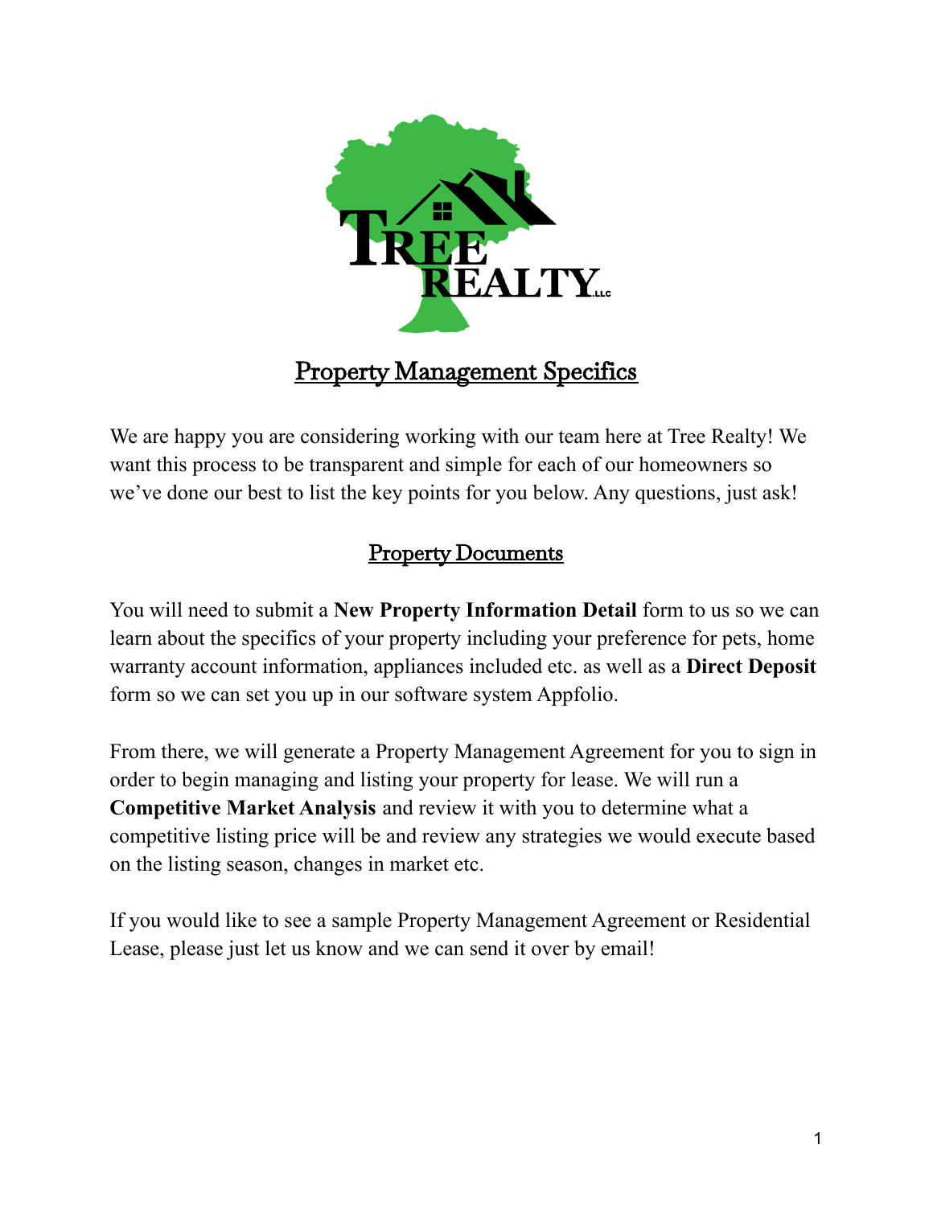# Property Management Specifics

We are happy you are considering working with our team here at Tree Realty! We want this process to be transparent and simple for each of our homeowners so we've done our best to list the key points for you below. Any questions, just ask!

## Property Documents

You will need to submit a **New Property Information Detail** form to us so we can learn about the specifics of your property including your preference for pets, home warranty account information, appliances included etc. as well as a **Direct Deposit** form so we can set you up in our software system Appfolio.

From there, we will generate a Property Management Agreement for you to sign in order to begin managing and listing your property for lease. We will run a **Competitive Market Analysis** and review it with you to determine what a competitive listing price will be and review any strategies we would execute based on the listing season, changes in market etc.

If you would like to see a sample Property Management Agreement or Residential Lease, please just let us know and we can send it over by email!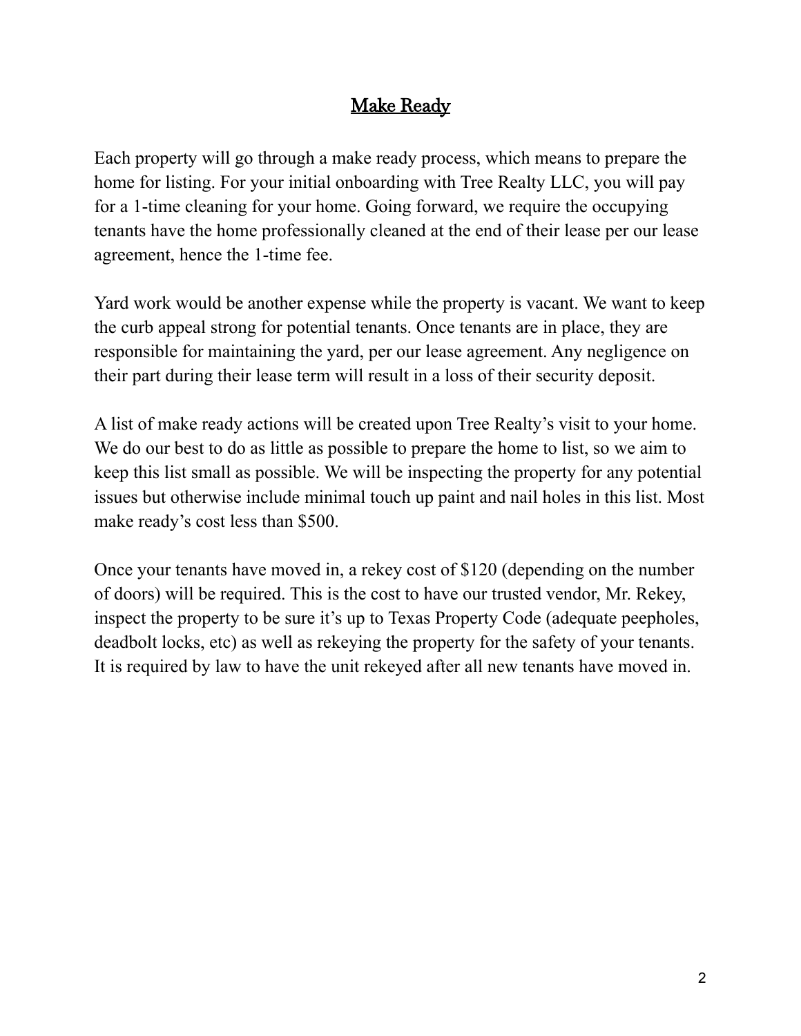## Make Ready

Each property will go through a make ready process, which means to prepare the home for listing. For your initial onboarding with Tree Realty LLC, you will pay for a 1-time cleaning for your home. Going forward, we require the occupying tenants have the home professionally cleaned at the end of their lease per our lease agreement, hence the 1-time fee.

Yard work would be another expense while the property is vacant. We want to keep the curb appeal strong for potential tenants. Once tenants are in place, they are responsible for maintaining the yard, per our lease agreement. Any negligence on their part during their lease term will result in a loss of their security deposit.

A list of make ready actions will be created upon Tree Realty's visit to your home. We do our best to do as little as possible to prepare the home to list, so we aim to keep this list small as possible. We will be inspecting the property for any potential issues but otherwise include minimal touch up paint and nail holes in this list. Most make ready's cost less than $500.

Once your tenants have moved in, a rekey cost of $120 (depending on the number of doors) will be required. This is the cost to have our trusted vendor, Mr. Rekey, inspect the property to be sure it's up to Texas Property Code (adequate peepholes, deadbolt locks, etc) as well as rekeying the property for the safety of your tenants. It is required by law to have the unit rekeyed after all new tenants have moved in.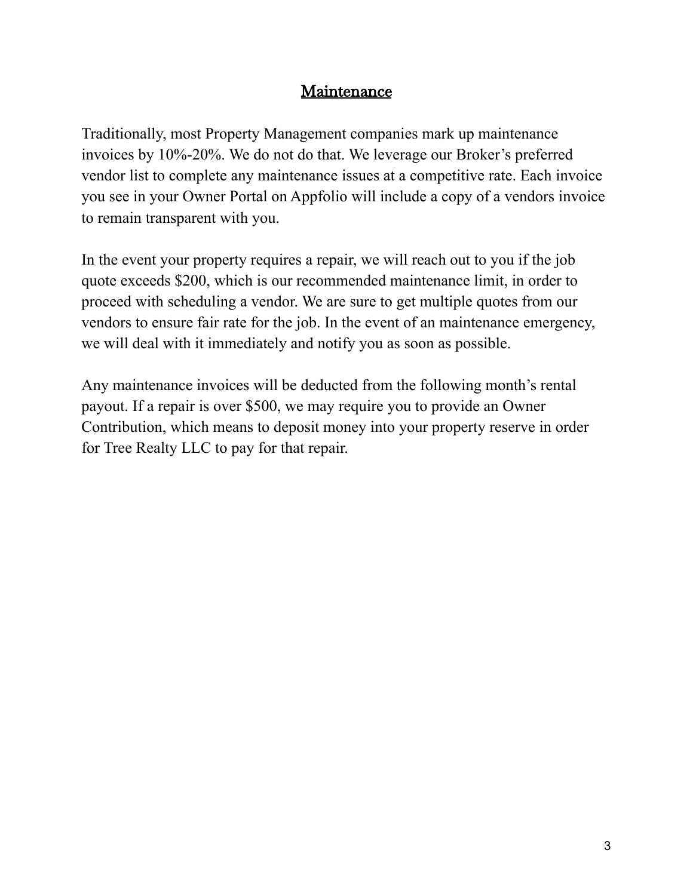# Maintenance

Traditionally, most Property Management companies mark up maintenance invoices by 10%-20%. We do not do that. We leverage our Broker's preferred vendor list to complete any maintenance issues at a competitive rate. Each invoice you see in your Owner Portal on Appfolio will include a copy of a vendors invoice to remain transparent with you.

In the event your property requires a repair, we will reach out to you if the job quote exceeds $200, which is our recommended maintenance limit, in order to proceed with scheduling a vendor. We are sure to get multiple quotes from our vendors to ensure fair rate for the job. In the event of an maintenance emergency, we will deal with it immediately and notify you as soon as possible.

Any maintenance invoices will be deducted from the following month's rental payout. If a repair is over $500, we may require you to provide an Owner Contribution, which means to deposit money into your property reserve in order for Tree Realty LLC to pay for that repair.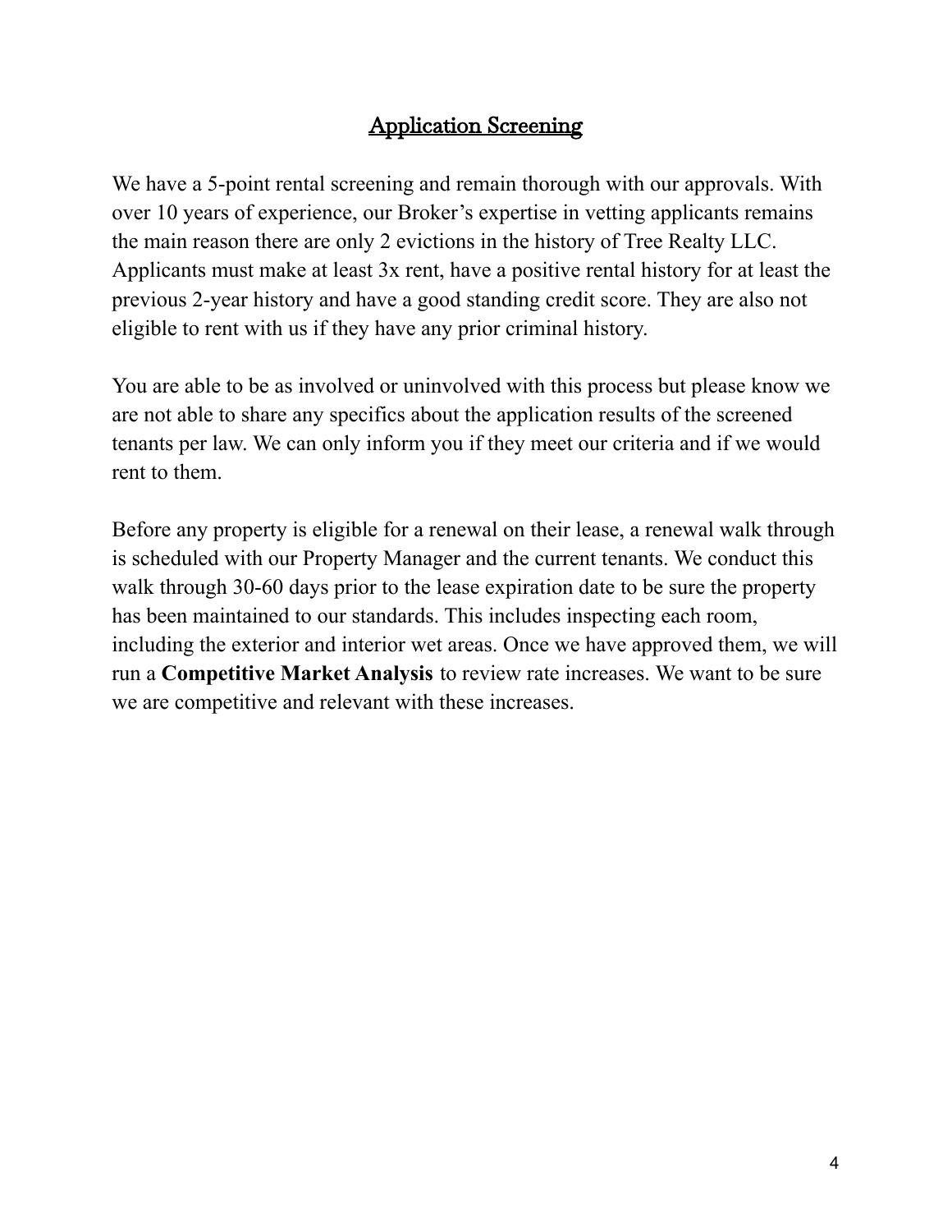## Application Screening

We have a 5-point rental screening and remain thorough with our approvals. With over 10 years of experience, our Broker's expertise in vetting applicants remains the main reason there are only 2 evictions in the history of Tree Realty LLC. Applicants must make at least 3x rent, have a positive rental history for at least the previous 2-year history and have a good standing credit score. They are also not eligible to rent with us if they have any prior criminal history.

You are able to be as involved or uninvolved with this process but please know we are not able to share any specifics about the application results of the screened tenants per law. We can only inform you if they meet our criteria and if we would rent to them.

Before any property is eligible for a renewal on their lease, a renewal walk through is scheduled with our Property Manager and the current tenants. We conduct this walk through 30-60 days prior to the lease expiration date to be sure the property has been maintained to our standards. This includes inspecting each room, including the exterior and interior wet areas. Once we have approved them, we will run a **Competitive Market Analysis** to review rate increases. We want to be sure we are competitive and relevant with these increases.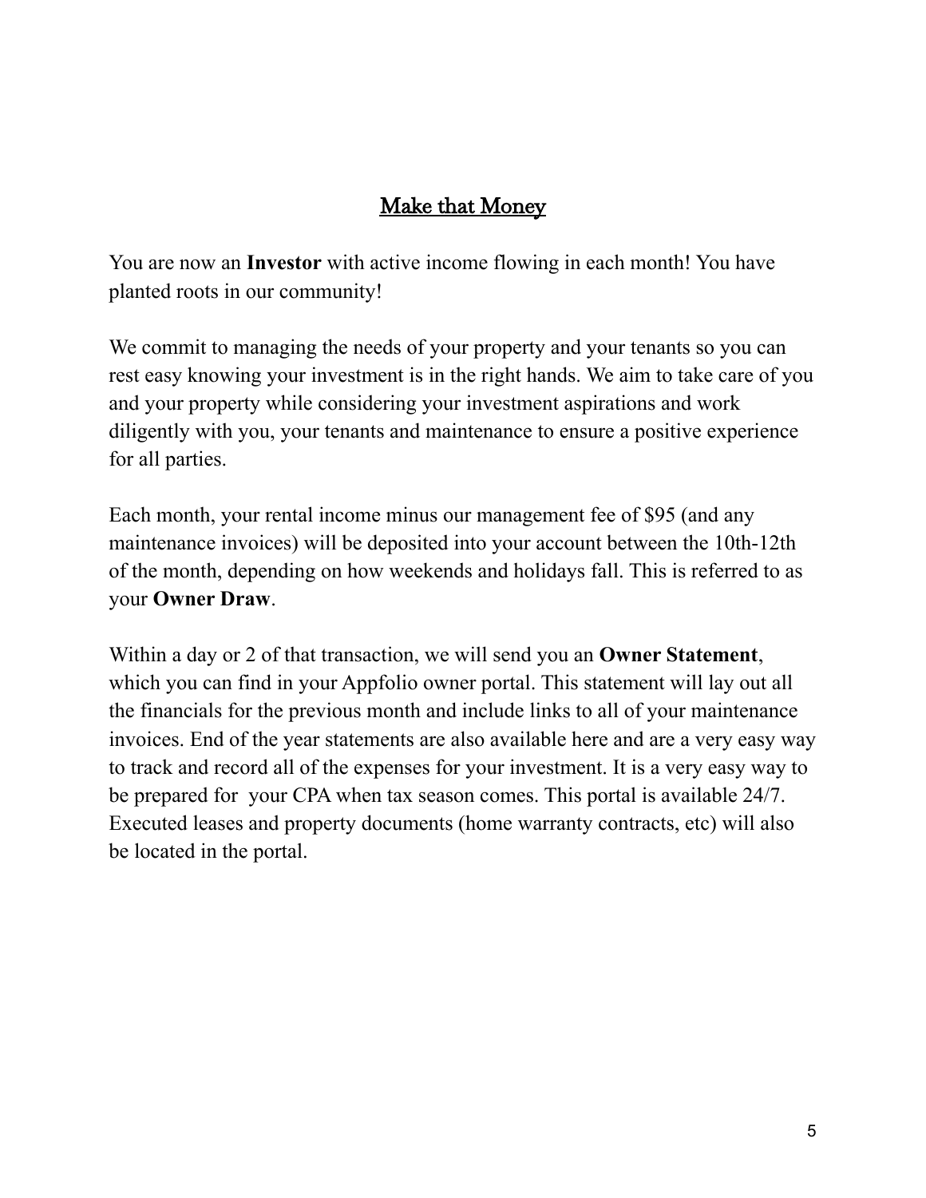## Make that Money

You are now an **Investor** with active income flowing in each month! You have planted roots in our community!

We commit to managing the needs of your property and your tenants so you can rest easy knowing your investment is in the right hands. We aim to take care of you and your property while considering your investment aspirations and work diligently with you, your tenants and maintenance to ensure a positive experience for all parties.

Each month, your rental income minus our management fee of $95 (and any maintenance invoices) will be deposited into your account between the 10th-12th of the month, depending on how weekends and holidays fall. This is referred to as your **Owner Draw**.

Within a day or 2 of that transaction, we will send you an **Owner Statement**, which you can find in your Appfolio owner portal. This statement will lay out all the financials for the previous month and include links to all of your maintenance invoices. End of the year statements are also available here and are a very easy way to track and record all of the expenses for your investment. It is a very easy way to be prepared for your CPA when tax season comes. This portal is available 24/7. Executed leases and property documents (home warranty contracts, etc) will also be located in the portal.